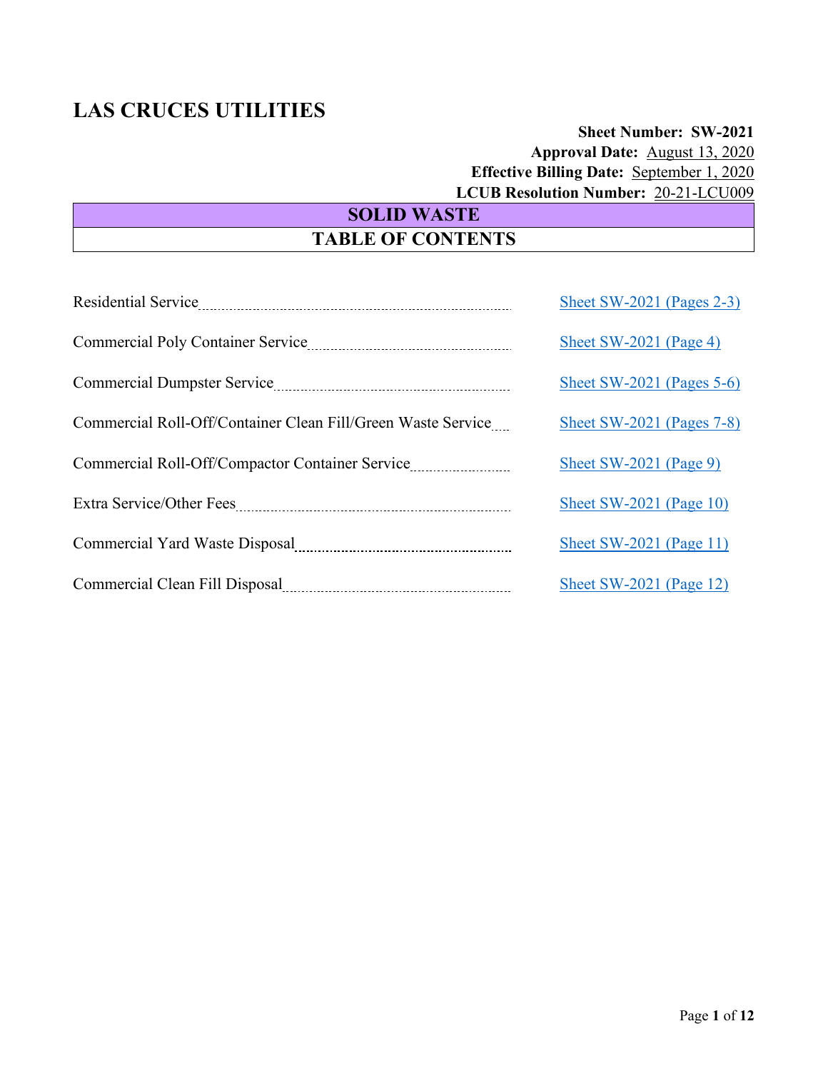# LAS CRUCES UTILITIES

**Sheet Number: SW-2021**
**Approval Date:** August 13, 2020
**Effective Billing Date:** September 1, 2020
**LCUB Resolution Number:** 20-21-LCU009

## SOLID WASTE

## TABLE OF CONTENTS

| Section | Sheet |
|---|---|
| Residential Service | Sheet SW-2021 (Pages 2-3) |
| Commercial Poly Container Service | Sheet SW-2021 (Page 4) |
| Commercial Dumpster Service | Sheet SW-2021 (Pages 5-6) |
| Commercial Roll-Off/Container Clean Fill/Green Waste Service | Sheet SW-2021 (Pages 7-8) |
| Commercial Roll-Off/Compactor Container Service | Sheet SW-2021 (Page 9) |
| Extra Service/Other Fees | Sheet SW-2021 (Page 10) |
| Commercial Yard Waste Disposal | Sheet SW-2021 (Page 11) |
| Commercial Clean Fill Disposal | Sheet SW-2021 (Page 12) |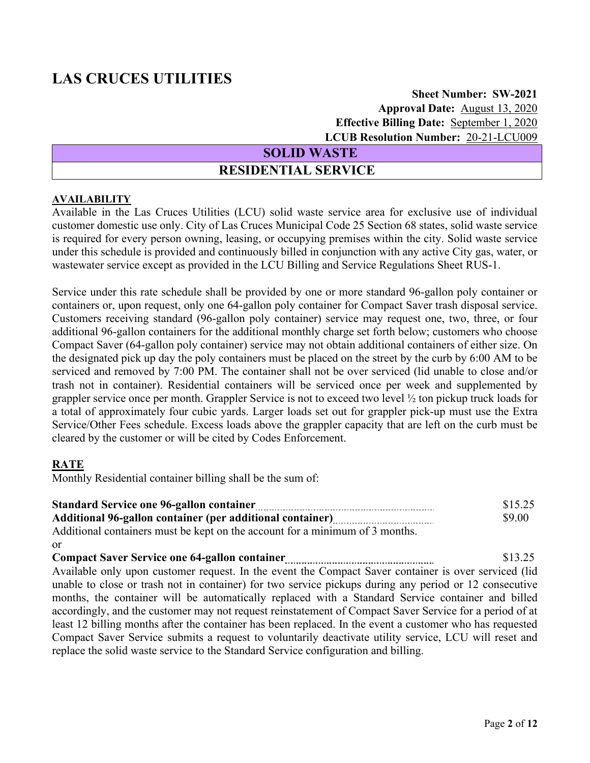# LAS CRUCES UTILITIES

**Sheet Number: SW-2021**
**Approval Date:** August 13, 2020
**Effective Billing Date:** September 1, 2020
**LCUB Resolution Number:** 20-21-LCU009

## SOLID WASTE

## RESIDENTIAL SERVICE

**AVAILABILITY**

Available in the Las Cruces Utilities (LCU) solid waste service area for exclusive use of individual customer domestic use only. City of Las Cruces Municipal Code 25 Section 68 states, solid waste service is required for every person owning, leasing, or occupying premises within the city. Solid waste service under this schedule is provided and continuously billed in conjunction with any active City gas, water, or wastewater service except as provided in the LCU Billing and Service Regulations Sheet RUS-1.

Service under this rate schedule shall be provided by one or more standard 96-gallon poly container or containers or, upon request, only one 64-gallon poly container for Compact Saver trash disposal service. Customers receiving standard (96-gallon poly container) service may request one, two, three, or four additional 96-gallon containers for the additional monthly charge set forth below; customers who choose Compact Saver (64-gallon poly container) service may not obtain additional containers of either size. On the designated pick up day the poly containers must be placed on the street by the curb by 6:00 AM to be serviced and removed by 7:00 PM. The container shall not be over serviced (lid unable to close and/or trash not in container). Residential containers will be serviced once per week and supplemented by grappler service once per month. Grappler Service is not to exceed two level ½ ton pickup truck loads for a total of approximately four cubic yards. Larger loads set out for grappler pick-up must use the Extra Service/Other Fees schedule. Excess loads above the grappler capacity that are left on the curb must be cleared by the customer or will be cited by Codes Enforcement.

**RATE**

Monthly Residential container billing shall be the sum of:

**Standard Service one 96-gallon container** .......... $15.25
**Additional 96-gallon container (per additional container)** .......... $9.00
Additional containers must be kept on the account for a minimum of 3 months.
or
**Compact Saver Service one 64-gallon container** .......... $13.25
Available only upon customer request. In the event the Compact Saver container is over serviced (lid unable to close or trash not in container) for two service pickups during any period or 12 consecutive months, the container will be automatically replaced with a Standard Service container and billed accordingly, and the customer may not request reinstatement of Compact Saver Service for a period of at least 12 billing months after the container has been replaced. In the event a customer who has requested Compact Saver Service submits a request to voluntarily deactivate utility service, LCU will reset and replace the solid waste service to the Standard Service configuration and billing.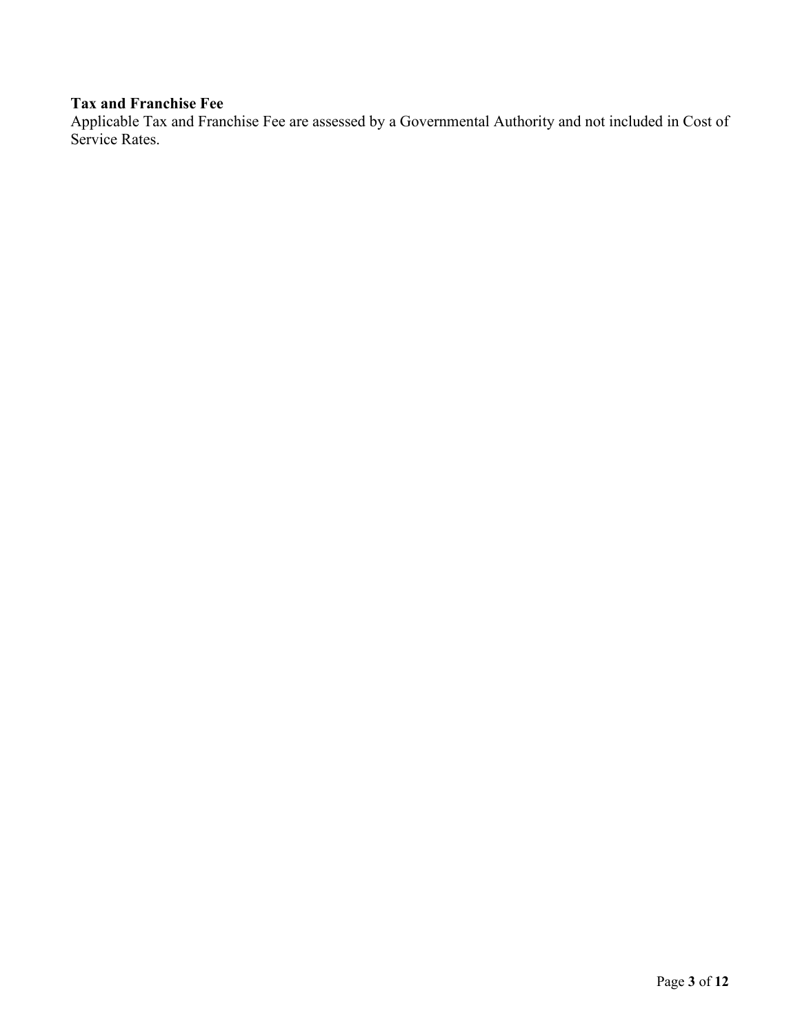**Tax and Franchise Fee**

Applicable Tax and Franchise Fee are assessed by a Governmental Authority and not included in Cost of Service Rates.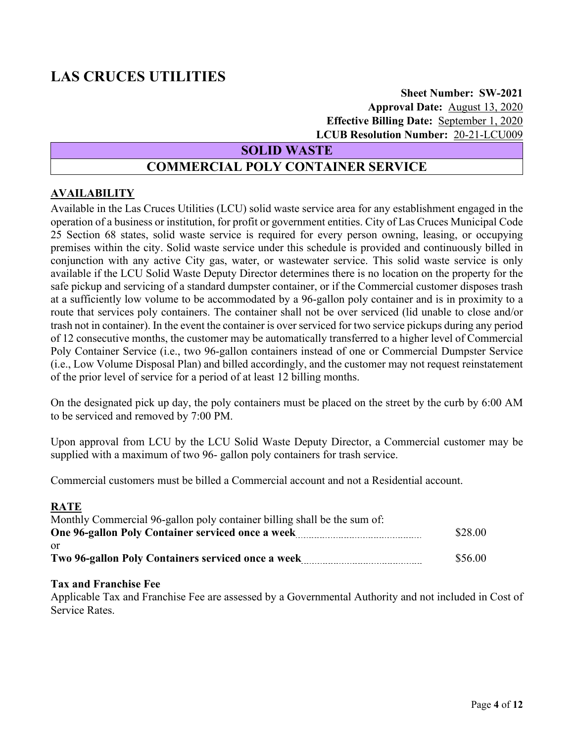# LAS CRUCES UTILITIES

**Sheet Number: SW-2021**
**Approval Date:** August 13, 2020
**Effective Billing Date:** September 1, 2020
**LCUB Resolution Number:** 20-21-LCU009

## SOLID WASTE

## COMMERCIAL POLY CONTAINER SERVICE

### AVAILABILITY

Available in the Las Cruces Utilities (LCU) solid waste service area for any establishment engaged in the operation of a business or institution, for profit or government entities. City of Las Cruces Municipal Code 25 Section 68 states, solid waste service is required for every person owning, leasing, or occupying premises within the city. Solid waste service under this schedule is provided and continuously billed in conjunction with any active City gas, water, or wastewater service. This solid waste service is only available if the LCU Solid Waste Deputy Director determines there is no location on the property for the safe pickup and servicing of a standard dumpster container, or if the Commercial customer disposes trash at a sufficiently low volume to be accommodated by a 96-gallon poly container and is in proximity to a route that services poly containers. The container shall not be over serviced (lid unable to close and/or trash not in container). In the event the container is over serviced for two service pickups during any period of 12 consecutive months, the customer may be automatically transferred to a higher level of Commercial Poly Container Service (i.e., two 96-gallon containers instead of one or Commercial Dumpster Service (i.e., Low Volume Disposal Plan) and billed accordingly, and the customer may not request reinstatement of the prior level of service for a period of at least 12 billing months.

On the designated pick up day, the poly containers must be placed on the street by the curb by 6:00 AM to be serviced and removed by 7:00 PM.

Upon approval from LCU by the LCU Solid Waste Deputy Director, a Commercial customer may be supplied with a maximum of two 96- gallon poly containers for trash service.

Commercial customers must be billed a Commercial account and not a Residential account.

### RATE

Monthly Commercial 96-gallon poly container billing shall be the sum of:

| | |
|---|---|
| **One 96-gallon Poly Container serviced once a week** | $28.00 |
| or | |
| **Two 96-gallon Poly Containers serviced once a week** | $56.00 |

**Tax and Franchise Fee**

Applicable Tax and Franchise Fee are assessed by a Governmental Authority and not included in Cost of Service Rates.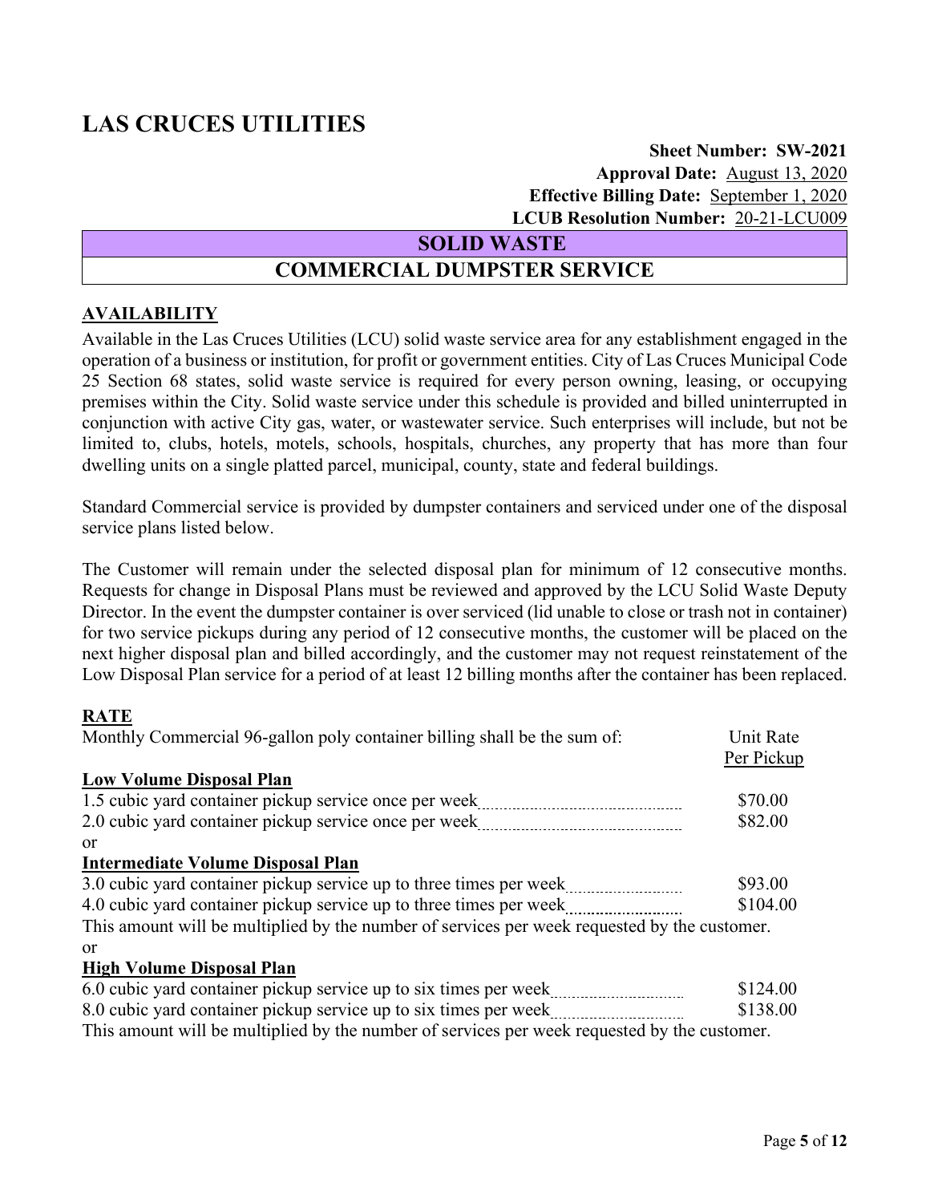# LAS CRUCES UTILITIES

**Sheet Number: SW-2021**
**Approval Date:** August 13, 2020
**Effective Billing Date:** September 1, 2020
**LCUB Resolution Number:** 20-21-LCU009

## SOLID WASTE

## COMMERCIAL DUMPSTER SERVICE

### AVAILABILITY

Available in the Las Cruces Utilities (LCU) solid waste service area for any establishment engaged in the operation of a business or institution, for profit or government entities. City of Las Cruces Municipal Code 25 Section 68 states, solid waste service is required for every person owning, leasing, or occupying premises within the City. Solid waste service under this schedule is provided and billed uninterrupted in conjunction with active City gas, water, or wastewater service. Such enterprises will include, but not be limited to, clubs, hotels, motels, schools, hospitals, churches, any property that has more than four dwelling units on a single platted parcel, municipal, county, state and federal buildings.

Standard Commercial service is provided by dumpster containers and serviced under one of the disposal service plans listed below.

The Customer will remain under the selected disposal plan for minimum of 12 consecutive months. Requests for change in Disposal Plans must be reviewed and approved by the LCU Solid Waste Deputy Director. In the event the dumpster container is over serviced (lid unable to close or trash not in container) for two service pickups during any period of 12 consecutive months, the customer will be placed on the next higher disposal plan and billed accordingly, and the customer may not request reinstatement of the Low Disposal Plan service for a period of at least 12 billing months after the container has been replaced.

### RATE

| Monthly Commercial 96-gallon poly container billing shall be the sum of: | Unit Rate Per Pickup |
|---|---|
| **Low Volume Disposal Plan** | |
| 1.5 cubic yard container pickup service once per week | \$70.00 |
| 2.0 cubic yard container pickup service once per week | \$82.00 |
| or | |
| **Intermediate Volume Disposal Plan** | |
| 3.0 cubic yard container pickup service up to three times per week | \$93.00 |
| 4.0 cubic yard container pickup service up to three times per week | \$104.00 |
| This amount will be multiplied by the number of services per week requested by the customer. | |
| or | |
| **High Volume Disposal Plan** | |
| 6.0 cubic yard container pickup service up to six times per week | \$124.00 |
| 8.0 cubic yard container pickup service up to six times per week | \$138.00 |
| This amount will be multiplied by the number of services per week requested by the customer. | |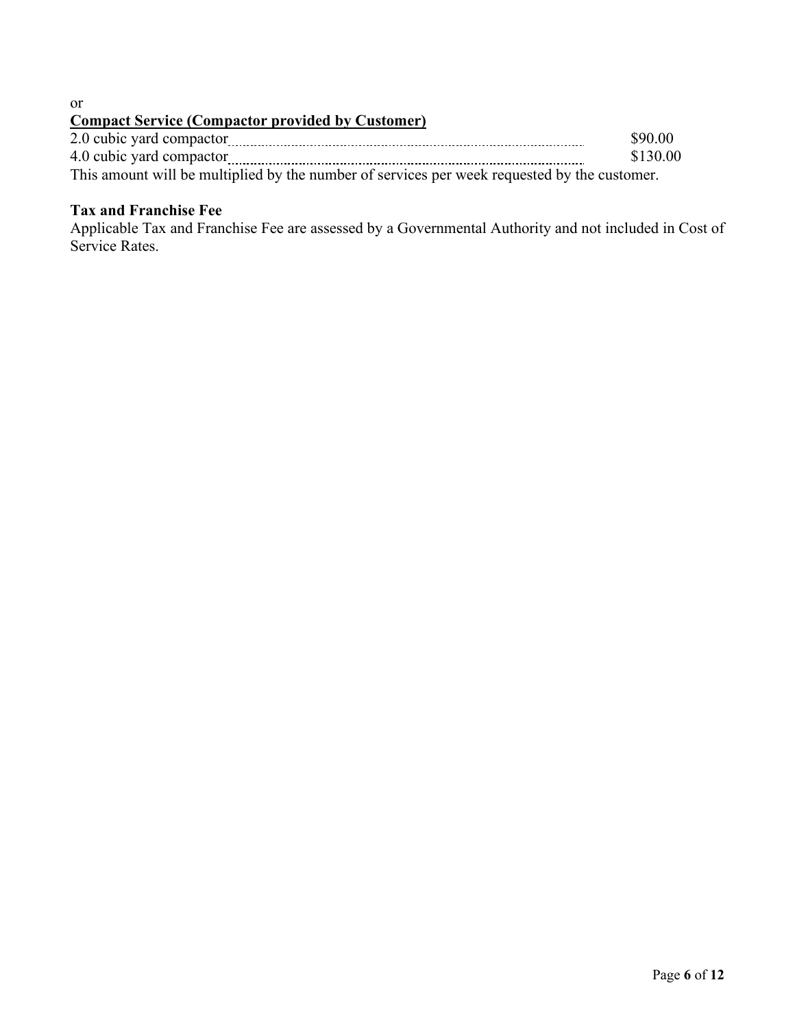or

**<u>Compact Service (Compactor provided by Customer)</u>**

| | |
|---|---|
| 2.0 cubic yard compactor | $90.00 |
| 4.0 cubic yard compactor | $130.00 |

This amount will be multiplied by the number of services per week requested by the customer.

**Tax and Franchise Fee**

Applicable Tax and Franchise Fee are assessed by a Governmental Authority and not included in Cost of Service Rates.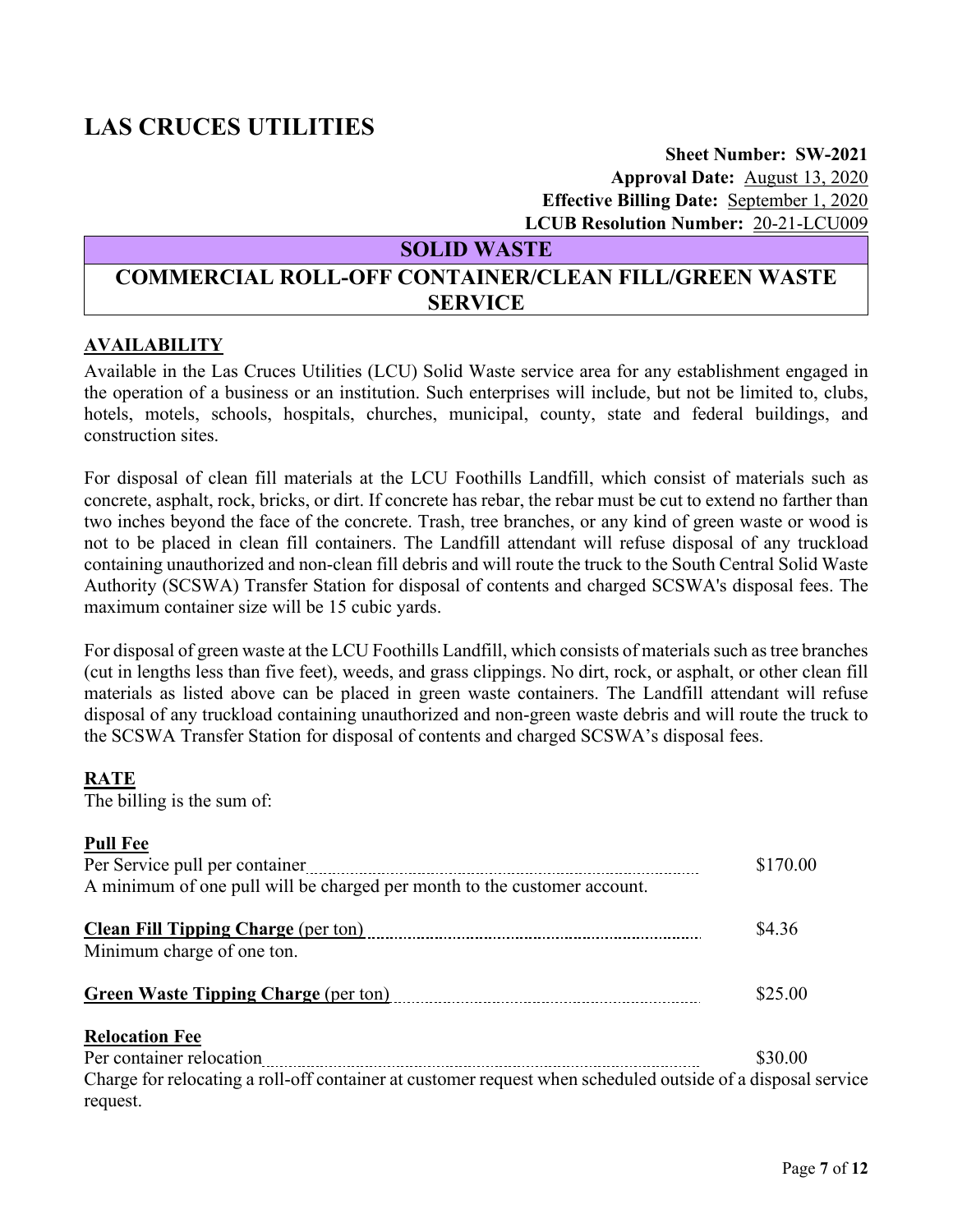# LAS CRUCES UTILITIES

**Sheet Number: SW-2021**
**Approval Date:** August 13, 2020
**Effective Billing Date:** September 1, 2020
**LCUB Resolution Number:** 20-21-LCU009

## SOLID WASTE

## COMMERCIAL ROLL-OFF CONTAINER/CLEAN FILL/GREEN WASTE SERVICE

### AVAILABILITY

Available in the Las Cruces Utilities (LCU) Solid Waste service area for any establishment engaged in the operation of a business or an institution. Such enterprises will include, but not be limited to, clubs, hotels, motels, schools, hospitals, churches, municipal, county, state and federal buildings, and construction sites.

For disposal of clean fill materials at the LCU Foothills Landfill, which consist of materials such as concrete, asphalt, rock, bricks, or dirt. If concrete has rebar, the rebar must be cut to extend no farther than two inches beyond the face of the concrete. Trash, tree branches, or any kind of green waste or wood is not to be placed in clean fill containers. The Landfill attendant will refuse disposal of any truckload containing unauthorized and non-clean fill debris and will route the truck to the South Central Solid Waste Authority (SCSWA) Transfer Station for disposal of contents and charged SCSWA's disposal fees. The maximum container size will be 15 cubic yards.

For disposal of green waste at the LCU Foothills Landfill, which consists of materials such as tree branches (cut in lengths less than five feet), weeds, and grass clippings. No dirt, rock, or asphalt, or other clean fill materials as listed above can be placed in green waste containers. The Landfill attendant will refuse disposal of any truckload containing unauthorized and non-green waste debris and will route the truck to the SCSWA Transfer Station for disposal of contents and charged SCSWA's disposal fees.

### RATE

The billing is the sum of:

**Pull Fee**
Per Service pull per container ........ $170.00
A minimum of one pull will be charged per month to the customer account.

**Clean Fill Tipping Charge** (per ton) ........ $4.36
Minimum charge of one ton.

**Green Waste Tipping Charge** (per ton) ........ $25.00

**Relocation Fee**
Per container relocation ........ $30.00
Charge for relocating a roll-off container at customer request when scheduled outside of a disposal service request.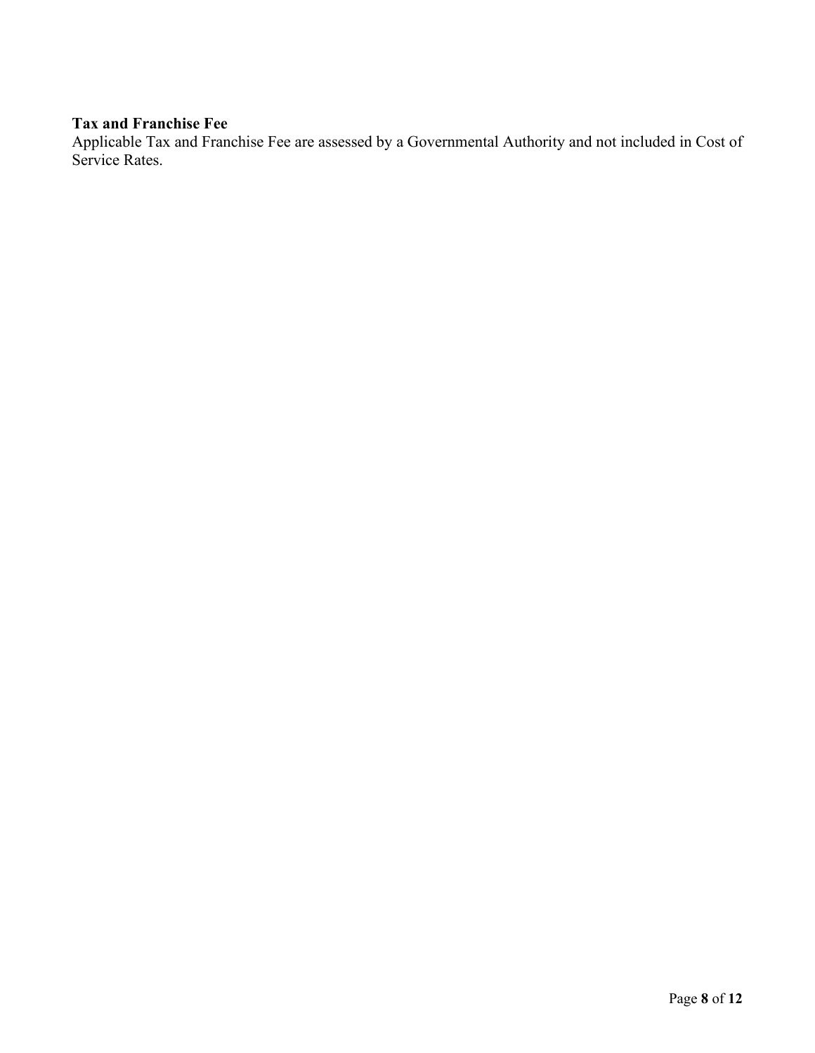**Tax and Franchise Fee**

Applicable Tax and Franchise Fee are assessed by a Governmental Authority and not included in Cost of Service Rates.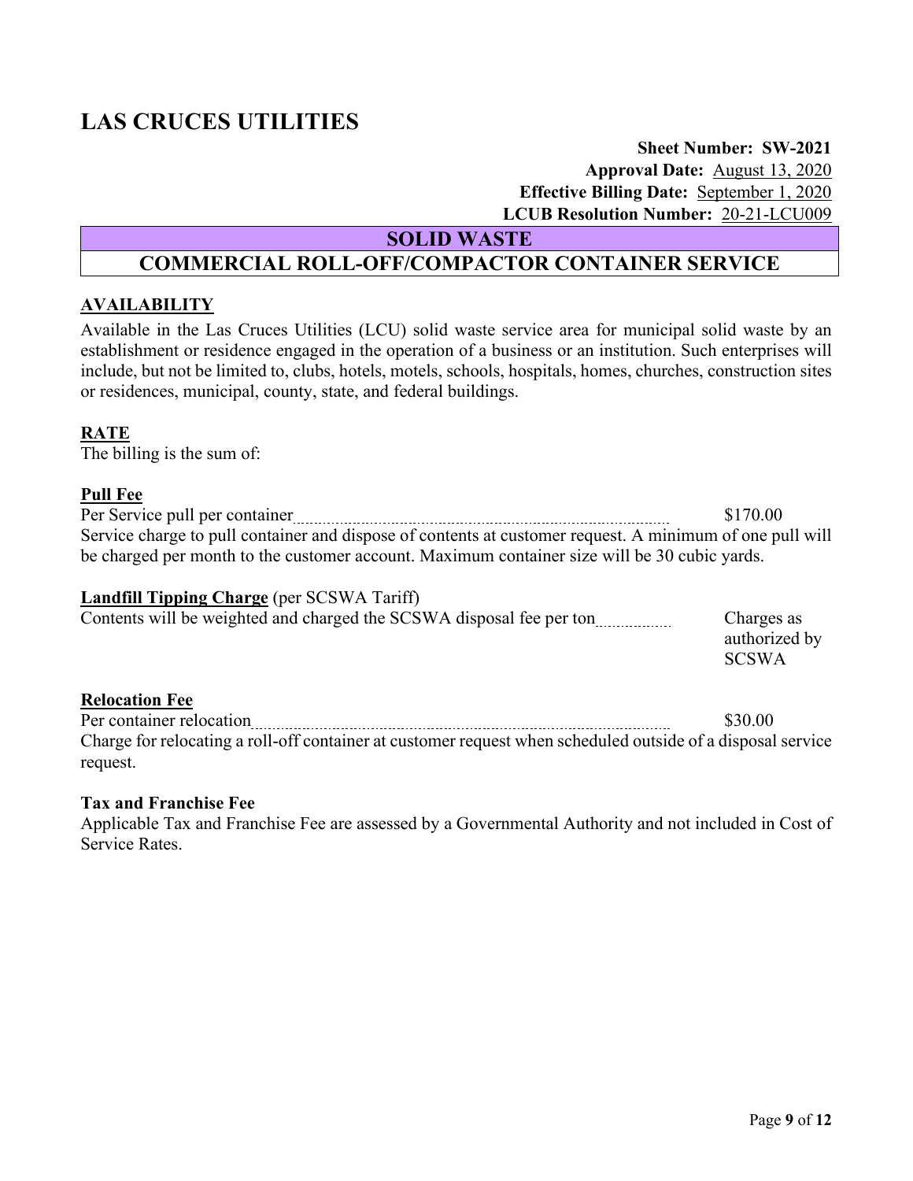# LAS CRUCES UTILITIES

**Sheet Number: SW-2021**
**Approval Date:** August 13, 2020
**Effective Billing Date:** September 1, 2020
**LCUB Resolution Number:** 20-21-LCU009

## SOLID WASTE

## COMMERCIAL ROLL-OFF/COMPACTOR CONTAINER SERVICE

### AVAILABILITY

Available in the Las Cruces Utilities (LCU) solid waste service area for municipal solid waste by an establishment or residence engaged in the operation of a business or an institution. Such enterprises will include, but not be limited to, clubs, hotels, motels, schools, hospitals, homes, churches, construction sites or residences, municipal, county, state, and federal buildings.

### RATE

The billing is the sum of:

**Pull Fee**

Per Service pull per container .......... $170.00

Service charge to pull container and dispose of contents at customer request. A minimum of one pull will be charged per month to the customer account. Maximum container size will be 30 cubic yards.

**Landfill Tipping Charge** (per SCSWA Tariff)

Contents will be weighted and charged the SCSWA disposal fee per ton .......... Charges as authorized by SCSWA

**Relocation Fee**

Per container relocation .......... $30.00

Charge for relocating a roll-off container at customer request when scheduled outside of a disposal service request.

**Tax and Franchise Fee**

Applicable Tax and Franchise Fee are assessed by a Governmental Authority and not included in Cost of Service Rates.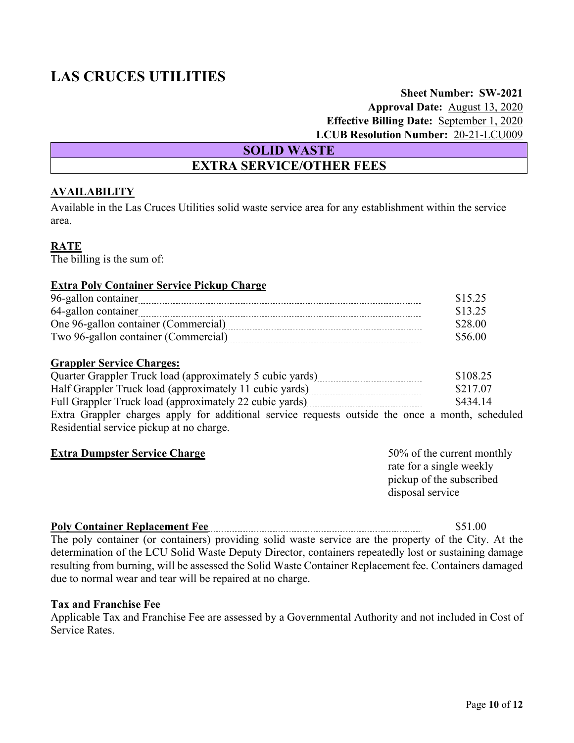# LAS CRUCES UTILITIES

**Sheet Number: SW-2021**
**Approval Date:** August 13, 2020
**Effective Billing Date:** September 1, 2020
**LCUB Resolution Number:** 20-21-LCU009

## SOLID WASTE
## EXTRA SERVICE/OTHER FEES

### AVAILABILITY

Available in the Las Cruces Utilities solid waste service area for any establishment within the service area.

### RATE

The billing is the sum of:

**Extra Poly Container Service Pickup Charge**

| | |
|---|---|
| 96-gallon container | $15.25 |
| 64-gallon container | $13.25 |
| One 96-gallon container (Commercial) | $28.00 |
| Two 96-gallon container (Commercial) | $56.00 |

**Grappler Service Charges:**

| | |
|---|---|
| Quarter Grappler Truck load (approximately 5 cubic yards) | $108.25 |
| Half Grappler Truck load (approximately 11 cubic yards) | $217.07 |
| Full Grappler Truck load (approximately 22 cubic yards) | $434.14 |

Extra Grappler charges apply for additional service requests outside the once a month, scheduled Residential service pickup at no charge.

**Extra Dumpster Service Charge** — 50% of the current monthly rate for a single weekly pickup of the subscribed disposal service

**Poly Container Replacement Fee** — $51.00

The poly container (or containers) providing solid waste service are the property of the City. At the determination of the LCU Solid Waste Deputy Director, containers repeatedly lost or sustaining damage resulting from burning, will be assessed the Solid Waste Container Replacement fee. Containers damaged due to normal wear and tear will be repaired at no charge.

**Tax and Franchise Fee**

Applicable Tax and Franchise Fee are assessed by a Governmental Authority and not included in Cost of Service Rates.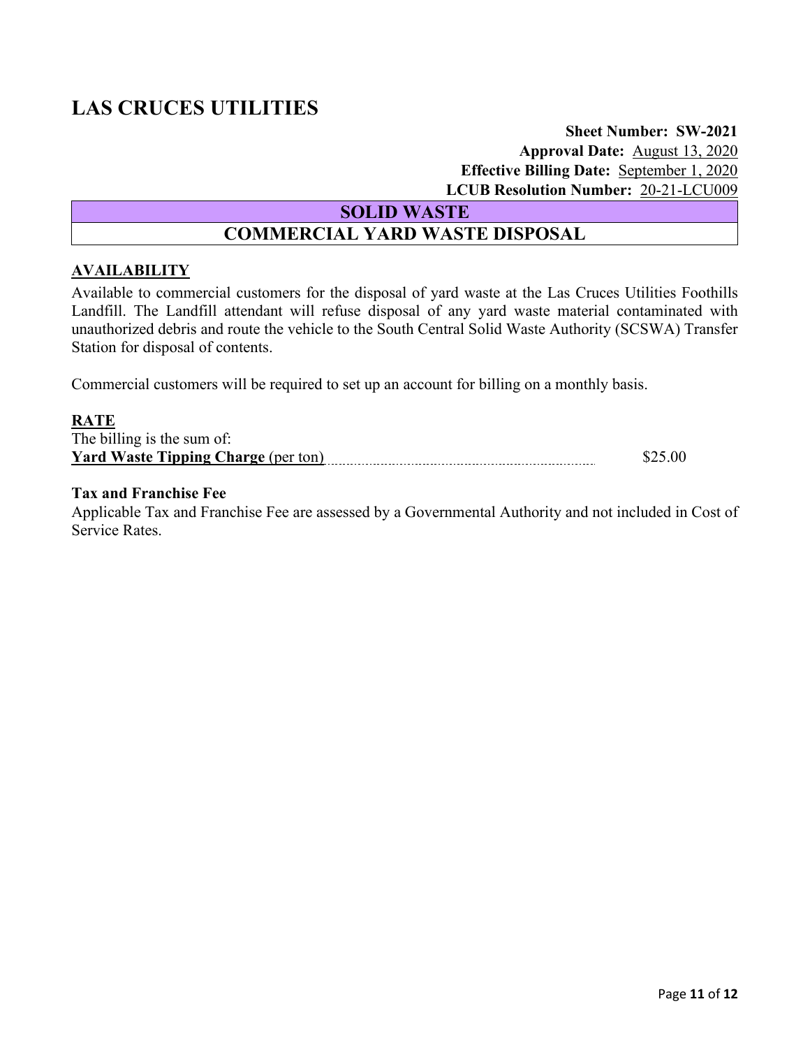# LAS CRUCES UTILITIES

**Sheet Number: SW-2021**
**Approval Date:** August 13, 2020
**Effective Billing Date:** September 1, 2020
**LCUB Resolution Number:** 20-21-LCU009

## SOLID WASTE

## COMMERCIAL YARD WASTE DISPOSAL

### AVAILABILITY

Available to commercial customers for the disposal of yard waste at the Las Cruces Utilities Foothills Landfill. The Landfill attendant will refuse disposal of any yard waste material contaminated with unauthorized debris and route the vehicle to the South Central Solid Waste Authority (SCSWA) Transfer Station for disposal of contents.

Commercial customers will be required to set up an account for billing on a monthly basis.

### RATE

The billing is the sum of:

**Yard Waste Tipping Charge** (per ton) ........................................ $25.00

**Tax and Franchise Fee**

Applicable Tax and Franchise Fee are assessed by a Governmental Authority and not included in Cost of Service Rates.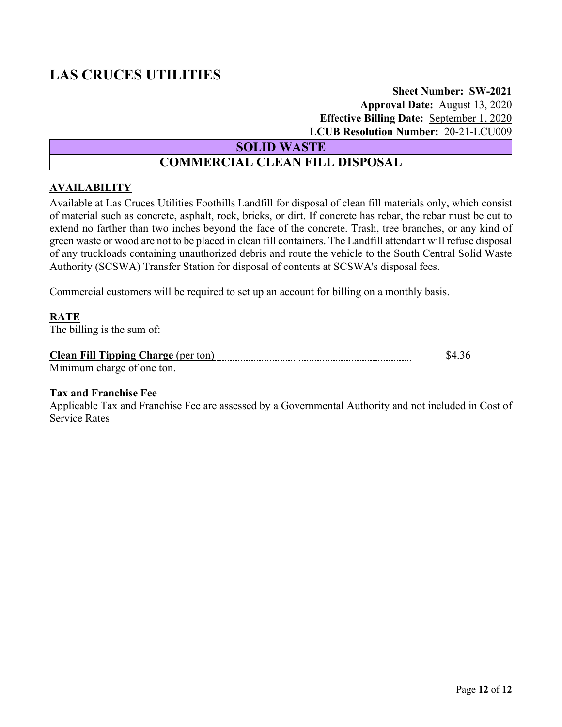# LAS CRUCES UTILITIES

**Sheet Number: SW-2021**
**Approval Date:** August 13, 2020
**Effective Billing Date:** September 1, 2020
**LCUB Resolution Number:** 20-21-LCU009

## SOLID WASTE

## COMMERCIAL CLEAN FILL DISPOSAL

### AVAILABILITY

Available at Las Cruces Utilities Foothills Landfill for disposal of clean fill materials only, which consist of material such as concrete, asphalt, rock, bricks, or dirt. If concrete has rebar, the rebar must be cut to extend no farther than two inches beyond the face of the concrete. Trash, tree branches, or any kind of green waste or wood are not to be placed in clean fill containers. The Landfill attendant will refuse disposal of any truckloads containing unauthorized debris and route the vehicle to the South Central Solid Waste Authority (SCSWA) Transfer Station for disposal of contents at SCSWA's disposal fees.

Commercial customers will be required to set up an account for billing on a monthly basis.

### RATE

The billing is the sum of:

**Clean Fill Tipping Charge** (per ton) .......... $4.36

Minimum charge of one ton.

**Tax and Franchise Fee**

Applicable Tax and Franchise Fee are assessed by a Governmental Authority and not included in Cost of Service Rates